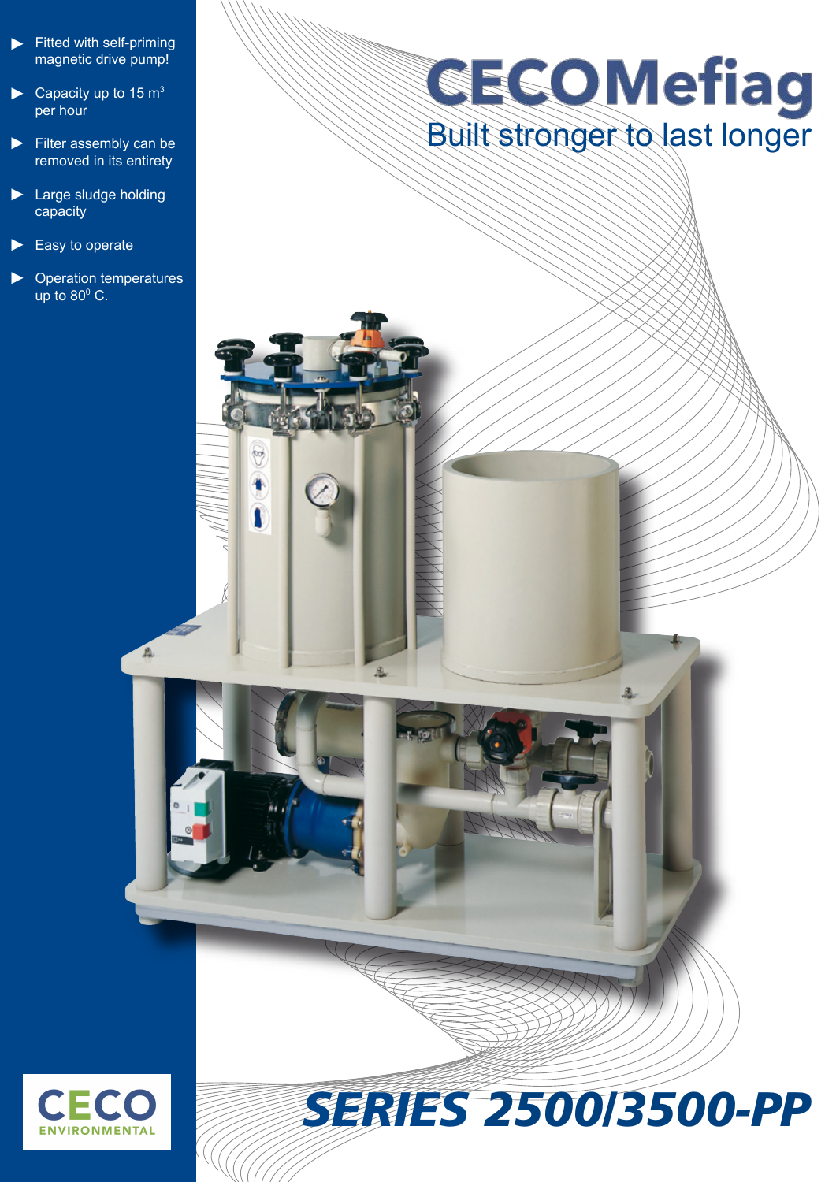# CECOMefiag

Built stronger to last longer

- Fitted with self-priming magnetic drive pump!
- Capacity up to 15 $m^3$ per hour
- Filter assembly can be removed in its entirety
- Large sludge holding capacity
- Easy to operate
- Operation temperatures up to $80^0$ C.

# SERIES 2500/3500-PP

CECO ENVIRONMENTAL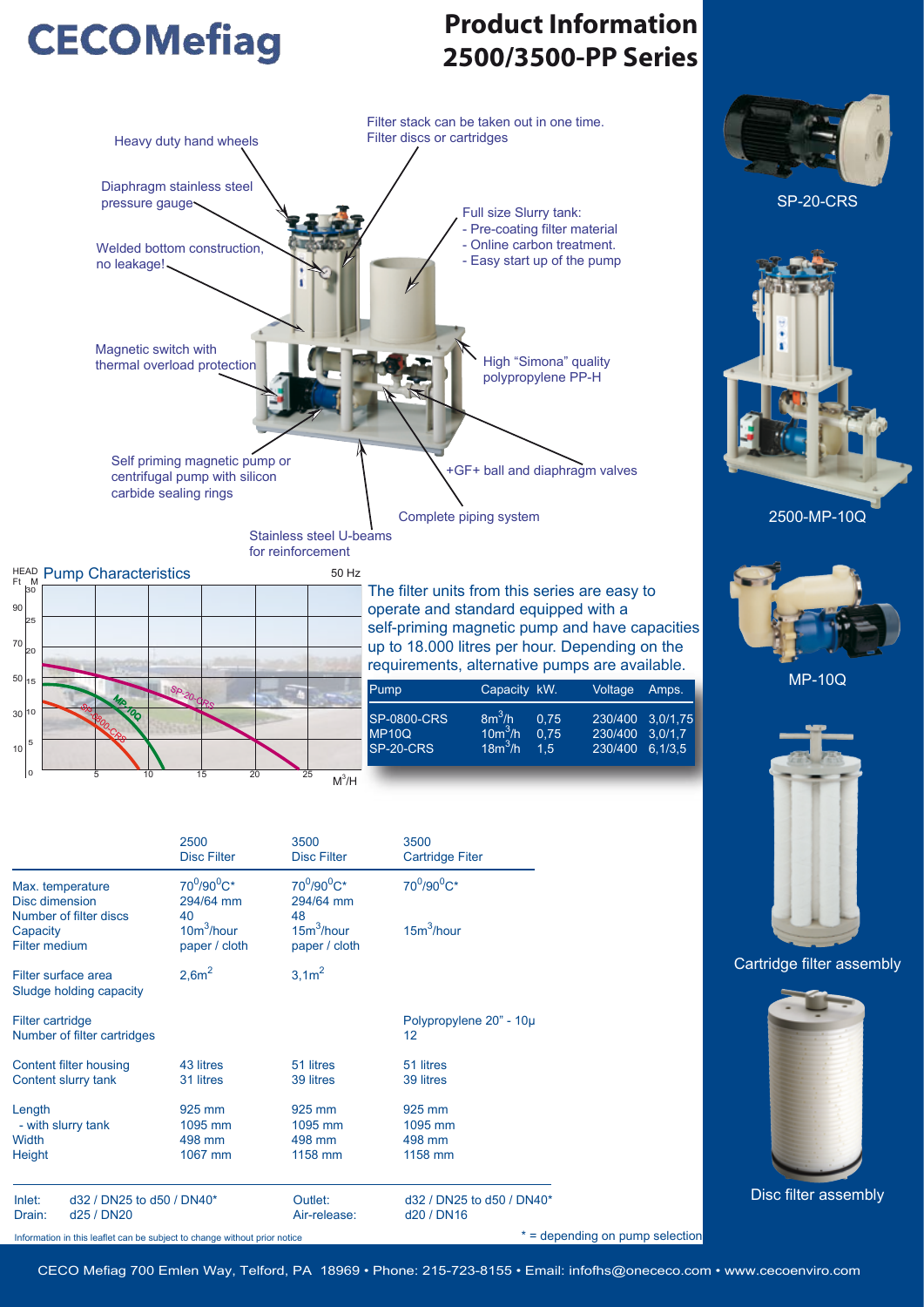# CECOMefiag

# Product Information 2500/3500-PP Series

Heavy duty hand wheels

Diaphragm stainless steel pressure gauge

Welded bottom construction, no leakage!

Filter stack can be taken out in one time. Filter discs or cartridges

Full size Slurry tank:
- Pre-coating filter material
- Online carbon treatment.
- Easy start up of the pump

Magnetic switch with thermal overload protection

High "Simona" quality polypropylene PP-H

Self priming magnetic pump or centrifugal pump with silicon carbide sealing rings

+GF+ ball and diaphragm valves

Complete piping system

Stainless steel U-beams for reinforcement

SP-20-CRS

2500-MP-10Q

MP-10Q

Cartridge filter assembly

Disc filter assembly

## Pump Characteristics

50 Hz

HEAD Ft M

30, 90, 25, 70, 20, 50, 15, 30, 10, 10, 5, 0

5, 10, 15, 20, 25 $M^3/H$

SP-20-CRS

MP-10Q

SP-0800-CRS

The filter units from this series are easy to operate and standard equipped with a self-priming magnetic pump and have capacities up to 18.000 litres per hour. Depending on the requirements, alternative pumps are available.

| Pump | Capacity | kW. | Voltage | Amps. |
|---|---|---|---|---|
| SP-0800-CRS | $8m^3/h$ | 0,75 | 230/400 | 3,0/1,75 |
| MP10Q | $10m^3/h$ | 0,75 | 230/400 | 3,0/1,7 |
| SP-20-CRS | $18m^3/h$ | 1,5 | 230/400 | 6,1/3,5 |

| | 2500 Disc Filter | 3500 Disc Filter | 3500 Cartridge Fiter |
|---|---|---|---|
| Max. temperature | $70^0/90^0C$* | $70^0/90^0C$* | $70^0/90^0C$* |
| Disc dimension | 294/64 mm | 294/64 mm | |
| Number of filter discs | 40 | 48 | |
| Capacity | $10m^3$/hour | $15m^3$/hour | $15m^3$/hour |
| Filter medium | paper / cloth | paper / cloth | |
| Filter surface area | $2,6m^2$ | $3,1m^2$ | |
| Sludge holding capacity | | | |
| Filter cartridge | | | Polypropylene 20" - 10µ |
| Number of filter cartridges | | | 12 |
| Content filter housing | 43 litres | 51 litres | 51 litres |
| Content slurry tank | 31 litres | 39 litres | 39 litres |
| Length | 925 mm | 925 mm | 925 mm |
| - with slurry tank | 1095 mm | 1095 mm | 1095 mm |
| Width | 498 mm | 498 mm | 498 mm |
| Height | 1067 mm | 1158 mm | 1158 mm |

| | | | |
|---|---|---|---|
| Inlet: | d32 / DN25 to d50 / DN40* | Outlet: | d32 / DN25 to d50 / DN40* |
| Drain: | d25 / DN20 | Air-release: | d20 / DN16 |

Information in this leaflet can be subject to change without prior notice

\* = depending on pump selection

CECO Mefiag 700 Emlen Way, Telford, PA 18969 • Phone: 215-723-8155 • Email: infofhs@onececo.com • www.cecoenviro.com